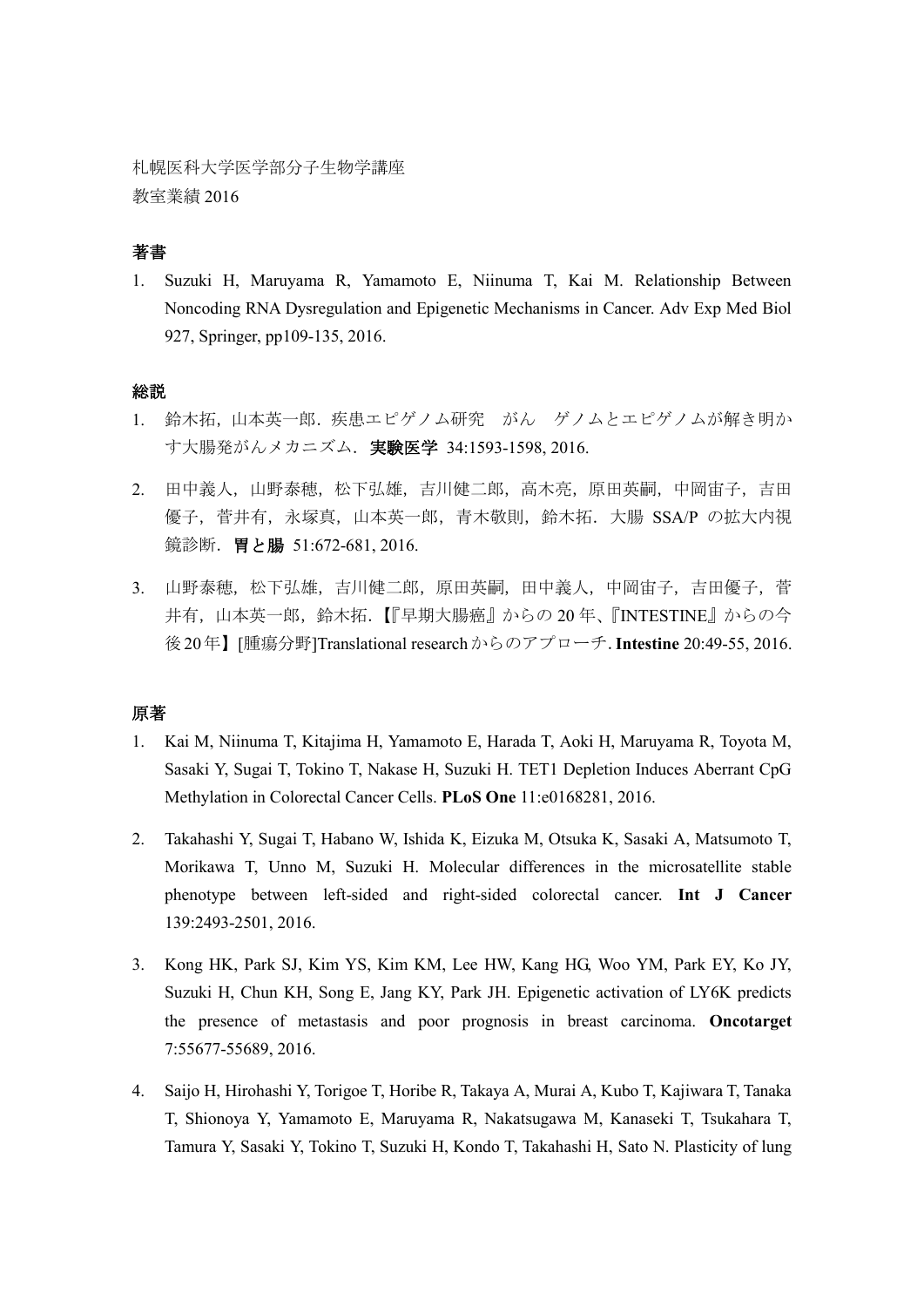札幌医科大学医学部分子生物学講座
教室業績 2016

## 著書

1. Suzuki H, Maruyama R, Yamamoto E, Niinuma T, Kai M. Relationship Between Noncoding RNA Dysregulation and Epigenetic Mechanisms in Cancer. Adv Exp Med Biol 927, Springer, pp109-135, 2016.

## 総説

1. 鈴木拓，山本英一郎．疾患エピゲノム研究　がん　ゲノムとエピゲノムが解き明かす大腸発がんメカニズム．**実験医学** 34:1593-1598, 2016.

2. 田中義人，山野泰穂，松下弘雄，吉川健二郎，高木亮，原田英嗣，中岡宙子，吉田優子，菅井有，永塚真，山本英一郎，青木敬則，鈴木拓．大腸 SSA/P の拡大内視鏡診断．**胃と腸** 51:672-681, 2016.

3. 山野泰穂，松下弘雄，吉川健二郎，原田英嗣，田中義人，中岡宙子，吉田優子，菅井有，山本英一郎，鈴木拓．【『早期大腸癌』からの 20 年、『INTESTINE』からの今後20年】[腫瘍分野]Translational researchからのアプローチ. **Intestine** 20:49-55, 2016.

## 原著

1. Kai M, Niinuma T, Kitajima H, Yamamoto E, Harada T, Aoki H, Maruyama R, Toyota M, Sasaki Y, Sugai T, Tokino T, Nakase H, Suzuki H. TET1 Depletion Induces Aberrant CpG Methylation in Colorectal Cancer Cells. **PLoS One** 11:e0168281, 2016.

2. Takahashi Y, Sugai T, Habano W, Ishida K, Eizuka M, Otsuka K, Sasaki A, Matsumoto T, Morikawa T, Unno M, Suzuki H. Molecular differences in the microsatellite stable phenotype between left-sided and right-sided colorectal cancer. **Int J Cancer** 139:2493-2501, 2016.

3. Kong HK, Park SJ, Kim YS, Kim KM, Lee HW, Kang HG, Woo YM, Park EY, Ko JY, Suzuki H, Chun KH, Song E, Jang KY, Park JH. Epigenetic activation of LY6K predicts the presence of metastasis and poor prognosis in breast carcinoma. **Oncotarget** 7:55677-55689, 2016.

4. Saijo H, Hirohashi Y, Torigoe T, Horibe R, Takaya A, Murai A, Kubo T, Kajiwara T, Tanaka T, Shionoya Y, Yamamoto E, Maruyama R, Nakatsugawa M, Kanaseki T, Tsukahara T, Tamura Y, Sasaki Y, Tokino T, Suzuki H, Kondo T, Takahashi H, Sato N. Plasticity of lung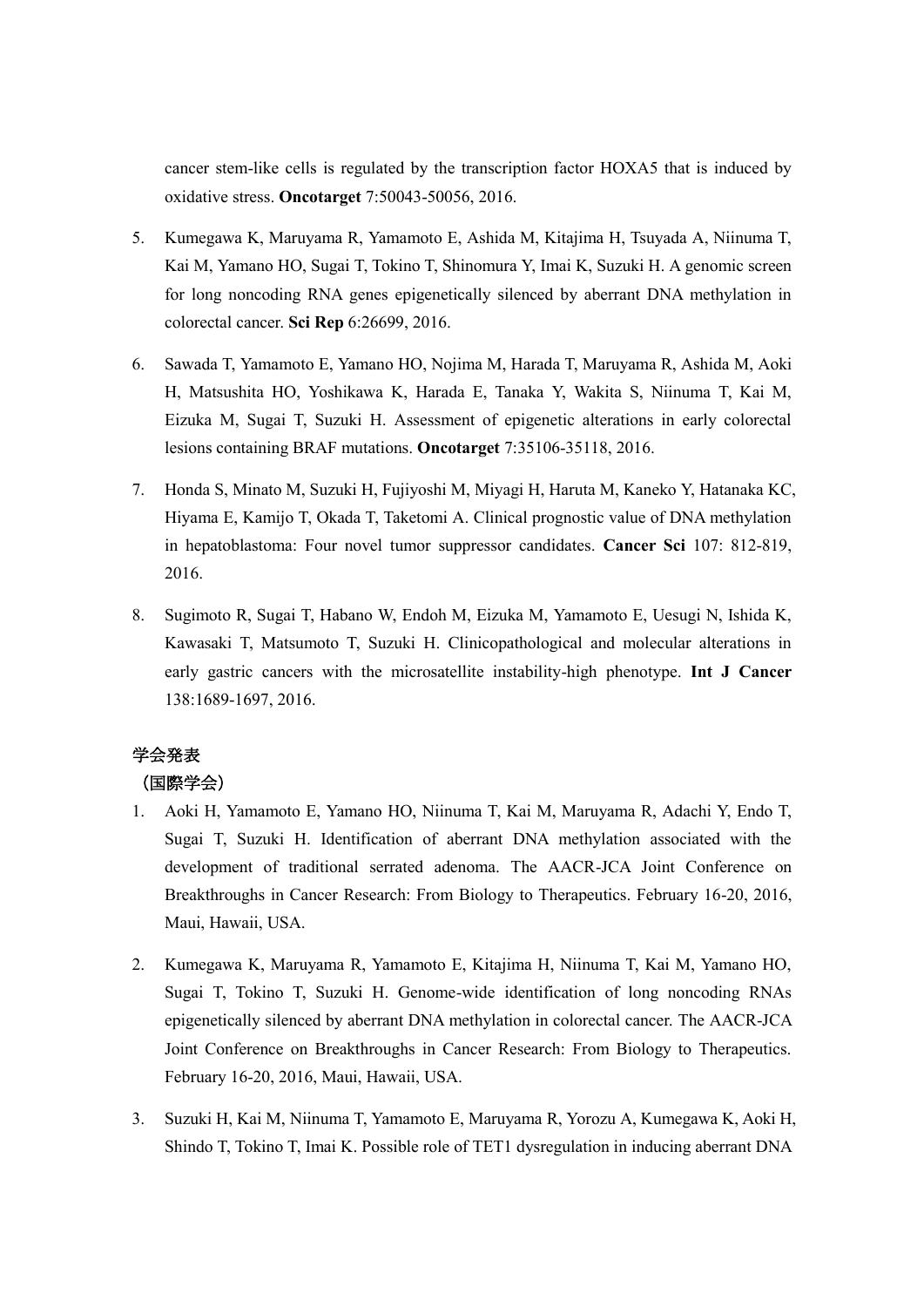cancer stem-like cells is regulated by the transcription factor HOXA5 that is induced by oxidative stress. **Oncotarget** 7:50043-50056, 2016.

5. Kumegawa K, Maruyama R, Yamamoto E, Ashida M, Kitajima H, Tsuyada A, Niinuma T, Kai M, Yamano HO, Sugai T, Tokino T, Shinomura Y, Imai K, Suzuki H. A genomic screen for long noncoding RNA genes epigenetically silenced by aberrant DNA methylation in colorectal cancer. **Sci Rep** 6:26699, 2016.

6. Sawada T, Yamamoto E, Yamano HO, Nojima M, Harada T, Maruyama R, Ashida M, Aoki H, Matsushita HO, Yoshikawa K, Harada E, Tanaka Y, Wakita S, Niinuma T, Kai M, Eizuka M, Sugai T, Suzuki H. Assessment of epigenetic alterations in early colorectal lesions containing BRAF mutations. **Oncotarget** 7:35106-35118, 2016.

7. Honda S, Minato M, Suzuki H, Fujiyoshi M, Miyagi H, Haruta M, Kaneko Y, Hatanaka KC, Hiyama E, Kamijo T, Okada T, Taketomi A. Clinical prognostic value of DNA methylation in hepatoblastoma: Four novel tumor suppressor candidates. **Cancer Sci** 107: 812-819, 2016.

8. Sugimoto R, Sugai T, Habano W, Endoh M, Eizuka M, Yamamoto E, Uesugi N, Ishida K, Kawasaki T, Matsumoto T, Suzuki H. Clinicopathological and molecular alterations in early gastric cancers with the microsatellite instability-high phenotype. **Int J Cancer** 138:1689-1697, 2016.

学会発表

（国際学会）

1. Aoki H, Yamamoto E, Yamano HO, Niinuma T, Kai M, Maruyama R, Adachi Y, Endo T, Sugai T, Suzuki H. Identification of aberrant DNA methylation associated with the development of traditional serrated adenoma. The AACR-JCA Joint Conference on Breakthroughs in Cancer Research: From Biology to Therapeutics. February 16-20, 2016, Maui, Hawaii, USA.

2. Kumegawa K, Maruyama R, Yamamoto E, Kitajima H, Niinuma T, Kai M, Yamano HO, Sugai T, Tokino T, Suzuki H. Genome-wide identification of long noncoding RNAs epigenetically silenced by aberrant DNA methylation in colorectal cancer. The AACR-JCA Joint Conference on Breakthroughs in Cancer Research: From Biology to Therapeutics. February 16-20, 2016, Maui, Hawaii, USA.

3. Suzuki H, Kai M, Niinuma T, Yamamoto E, Maruyama R, Yorozu A, Kumegawa K, Aoki H, Shindo T, Tokino T, Imai K. Possible role of TET1 dysregulation in inducing aberrant DNA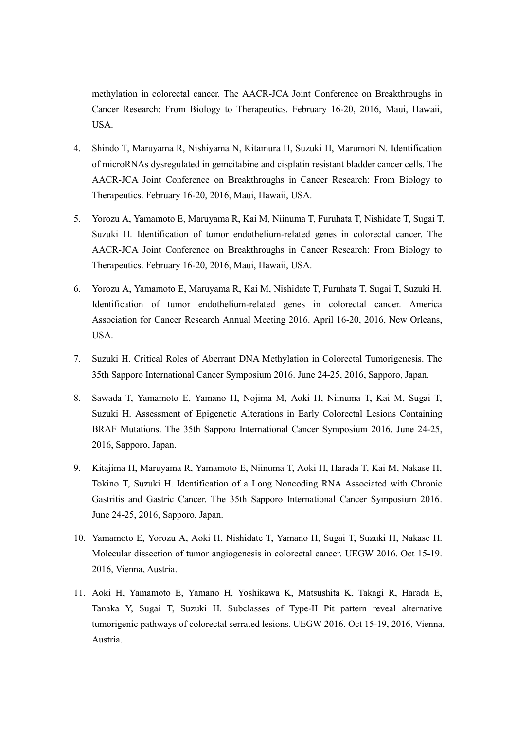methylation in colorectal cancer. The AACR-JCA Joint Conference on Breakthroughs in Cancer Research: From Biology to Therapeutics. February 16-20, 2016, Maui, Hawaii, USA.

4. Shindo T, Maruyama R, Nishiyama N, Kitamura H, Suzuki H, Marumori N. Identification of microRNAs dysregulated in gemcitabine and cisplatin resistant bladder cancer cells. The AACR-JCA Joint Conference on Breakthroughs in Cancer Research: From Biology to Therapeutics. February 16-20, 2016, Maui, Hawaii, USA.

5. Yorozu A, Yamamoto E, Maruyama R, Kai M, Niinuma T, Furuhata T, Nishidate T, Sugai T, Suzuki H. Identification of tumor endothelium-related genes in colorectal cancer. The AACR-JCA Joint Conference on Breakthroughs in Cancer Research: From Biology to Therapeutics. February 16-20, 2016, Maui, Hawaii, USA.

6. Yorozu A, Yamamoto E, Maruyama R, Kai M, Nishidate T, Furuhata T, Sugai T, Suzuki H. Identification of tumor endothelium-related genes in colorectal cancer. America Association for Cancer Research Annual Meeting 2016. April 16-20, 2016, New Orleans, USA.

7. Suzuki H. Critical Roles of Aberrant DNA Methylation in Colorectal Tumorigenesis. The 35th Sapporo International Cancer Symposium 2016. June 24-25, 2016, Sapporo, Japan.

8. Sawada T, Yamamoto E, Yamano H, Nojima M, Aoki H, Niinuma T, Kai M, Sugai T, Suzuki H. Assessment of Epigenetic Alterations in Early Colorectal Lesions Containing BRAF Mutations. The 35th Sapporo International Cancer Symposium 2016. June 24-25, 2016, Sapporo, Japan.

9. Kitajima H, Maruyama R, Yamamoto E, Niinuma T, Aoki H, Harada T, Kai M, Nakase H, Tokino T, Suzuki H. Identification of a Long Noncoding RNA Associated with Chronic Gastritis and Gastric Cancer. The 35th Sapporo International Cancer Symposium 2016. June 24-25, 2016, Sapporo, Japan.

10. Yamamoto E, Yorozu A, Aoki H, Nishidate T, Yamano H, Sugai T, Suzuki H, Nakase H. Molecular dissection of tumor angiogenesis in colorectal cancer. UEGW 2016. Oct 15-19. 2016, Vienna, Austria.

11. Aoki H, Yamamoto E, Yamano H, Yoshikawa K, Matsushita K, Takagi R, Harada E, Tanaka Y, Sugai T, Suzuki H. Subclasses of Type-II Pit pattern reveal alternative tumorigenic pathways of colorectal serrated lesions. UEGW 2016. Oct 15-19, 2016, Vienna, Austria.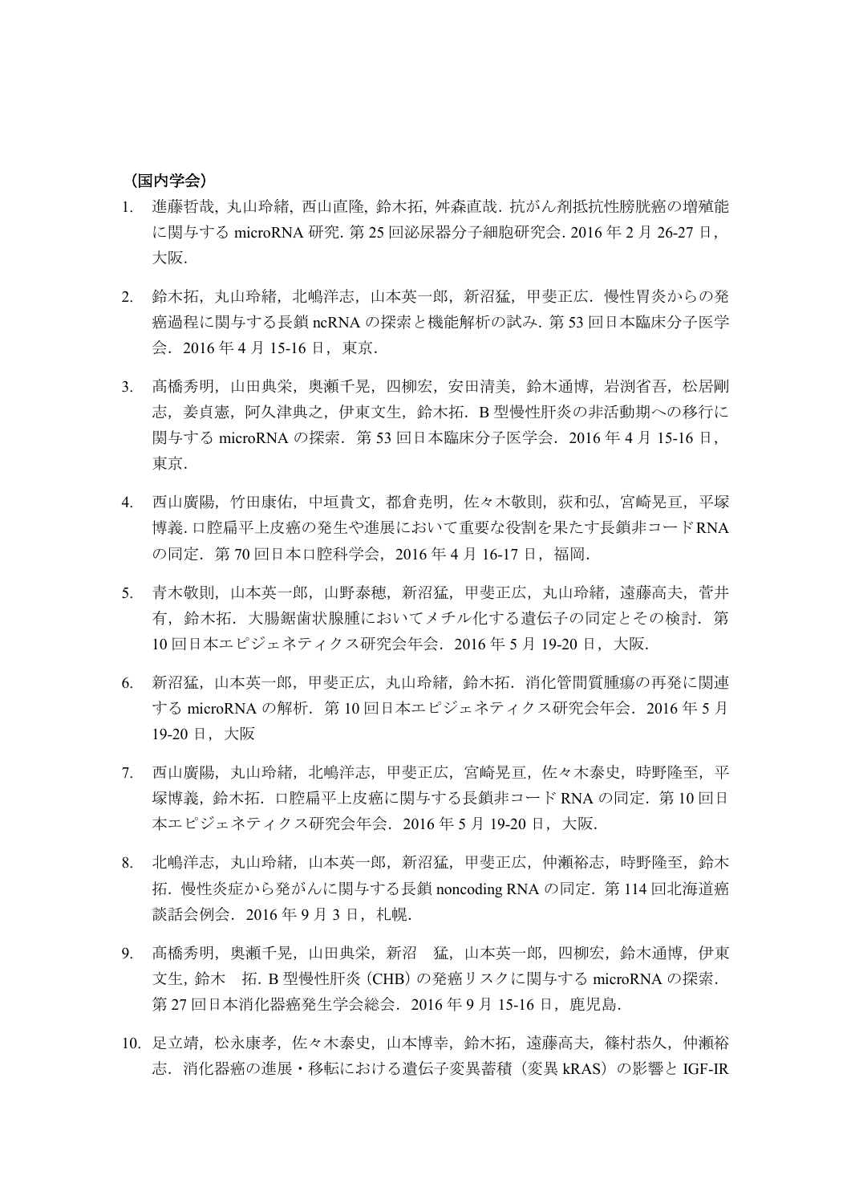（国内学会）

1. 進藤哲哉，丸山玲緒，西山直隆，鈴木拓，舛森直哉．抗がん剤抵抗性膀胱癌の増殖能に関与する microRNA 研究．第 25 回泌尿器分子細胞研究会．2016 年 2 月 26-27 日，大阪．

2. 鈴木拓，丸山玲緒，北嶋洋志，山本英一郎，新沼猛，甲斐正広．慢性胃炎からの発癌過程に関与する長鎖 ncRNA の探索と機能解析の試み．第 53 回日本臨床分子医学会．2016 年 4 月 15-16 日，東京．

3. 髙橋秀明，山田典栄，奥瀬千晃，四柳宏，安田清美，鈴木通博，岩渕省吾，松居剛志，姜貞憲，阿久津典之，伊東文生，鈴木拓．B 型慢性肝炎の非活動期への移行に関与する microRNA の探索．第 53 回日本臨床分子医学会．2016 年 4 月 15-16 日，東京．

4. 西山廣陽，竹田康佑，中垣貴文，都倉尭明，佐々木敬則，荻和弘，宮崎晃亘，平塚博義．口腔扁平上皮癌の発生や進展において重要な役割を果たす長鎖非コード RNA の同定．第 70 回日本口腔科学会，2016 年 4 月 16-17 日，福岡．

5. 青木敬則，山本英一郎，山野泰穂，新沼猛，甲斐正広，丸山玲緒，遠藤高夫，菅井有，鈴木拓．大腸鋸歯状腺腫においてメチル化する遺伝子の同定とその検討．第 10 回日本エピジェネティクス研究会年会．2016 年 5 月 19-20 日，大阪．

6. 新沼猛，山本英一郎，甲斐正広，丸山玲緒，鈴木拓．消化管間質腫瘍の再発に関連する microRNA の解析．第 10 回日本エピジェネティクス研究会年会．2016 年 5 月 19-20 日，大阪

7. 西山廣陽，丸山玲緒，北嶋洋志，甲斐正広，宮崎晃亘，佐々木泰史，時野隆至，平塚博義，鈴木拓．口腔扁平上皮癌に関与する長鎖非コード RNA の同定．第 10 回日本エピジェネティクス研究会年会．2016 年 5 月 19-20 日，大阪．

8. 北嶋洋志，丸山玲緒，山本英一郎，新沼猛，甲斐正広，仲瀬裕志，時野隆至，鈴木拓．慢性炎症から発がんに関与する長鎖 noncoding RNA の同定．第 114 回北海道癌談話会例会．2016 年 9 月 3 日，札幌．

9. 髙橋秀明，奥瀬千晃，山田典栄，新沼 猛，山本英一郎，四柳宏，鈴木通博，伊東文生，鈴木 拓．B 型慢性肝炎（CHB）の発癌リスクに関与する microRNA の探索．第 27 回日本消化器癌発生学会総会．2016 年 9 月 15-16 日，鹿児島．

10. 足立靖，松永康孝，佐々木泰史，山本博幸，鈴木拓，遠藤高夫，篠村恭久，仲瀬裕志．消化器癌の進展・移転における遺伝子変異蓄積（変異 kRAS）の影響と IGF-IR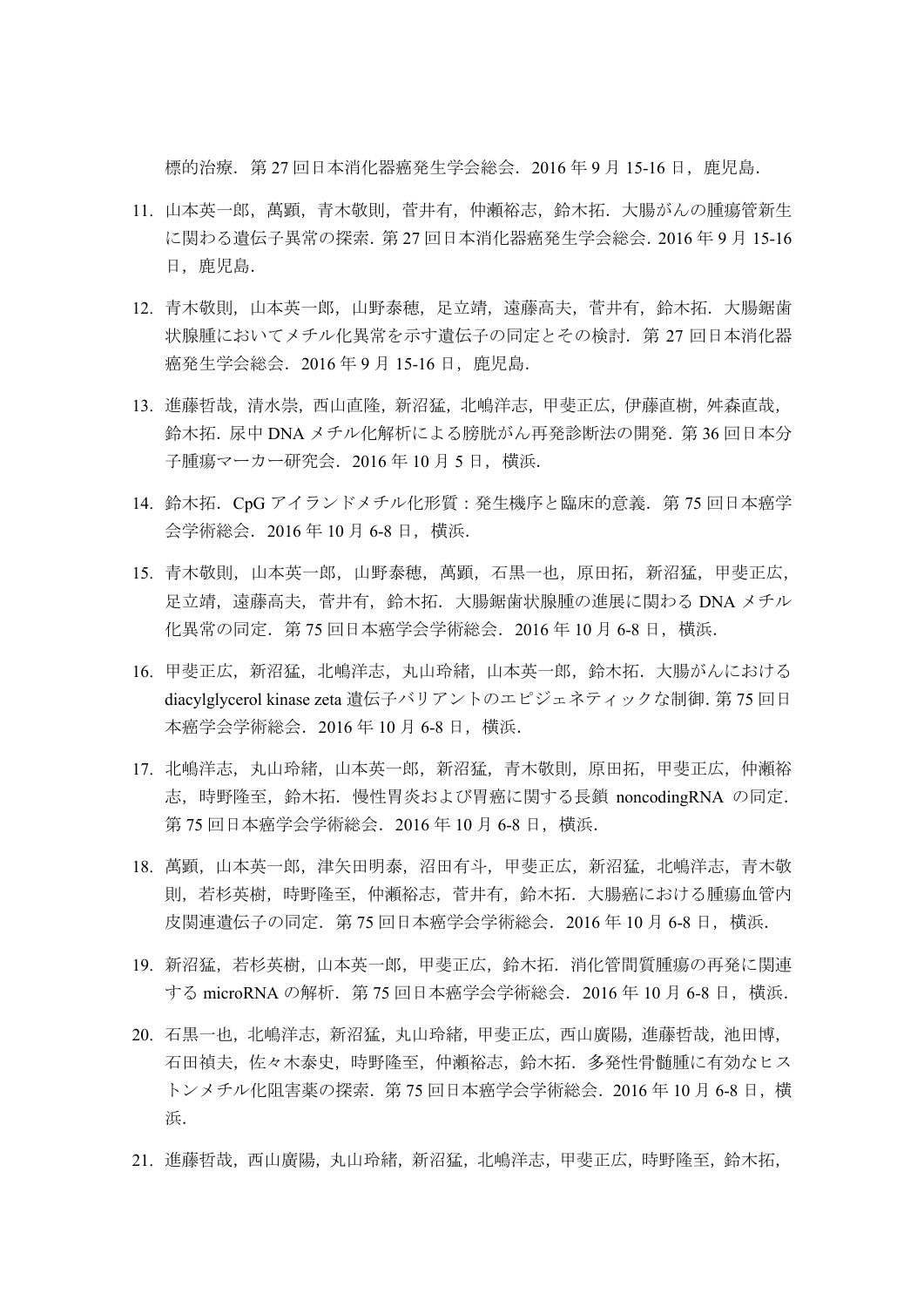標的治療．第 27 回日本消化器癌発生学会総会．2016 年 9 月 15-16 日，鹿児島．

11. 山本英一郎，萬顕，青木敬則，菅井有，仲瀬裕志，鈴木拓．大腸がんの腫瘍管新生に関わる遺伝子異常の探索．第 27 回日本消化器癌発生学会総会．2016 年 9 月 15-16 日，鹿児島．

12. 青木敬則，山本英一郎，山野泰穂，足立靖，遠藤高夫，菅井有，鈴木拓．大腸鋸歯状腺腫においてメチル化異常を示す遺伝子の同定とその検討．第 27 回日本消化器癌発生学会総会．2016 年 9 月 15-16 日，鹿児島．

13. 進藤哲哉，清水崇，西山直隆，新沼猛，北嶋洋志，甲斐正広，伊藤直樹，舛森直哉，鈴木拓．尿中 DNA メチル化解析による膀胱がん再発診断法の開発．第 36 回日本分子腫瘍マーカー研究会．2016 年 10 月 5 日，横浜．

14. 鈴木拓．CpG アイランドメチル化形質：発生機序と臨床的意義．第 75 回日本癌学会学術総会．2016 年 10 月 6-8 日，横浜．

15. 青木敬則，山本英一郎，山野泰穂，萬顕，石黒一也，原田拓，新沼猛，甲斐正広，足立靖，遠藤高夫，菅井有，鈴木拓．大腸鋸歯状腺腫の進展に関わる DNA メチル化異常の同定．第 75 回日本癌学会学術総会．2016 年 10 月 6-8 日，横浜．

16. 甲斐正広，新沼猛，北嶋洋志，丸山玲緒，山本英一郎，鈴木拓．大腸がんにおける diacylglycerol kinase zeta 遺伝子バリアントのエピジェネティックな制御．第 75 回日本癌学会学術総会．2016 年 10 月 6-8 日，横浜．

17. 北嶋洋志，丸山玲緒，山本英一郎，新沼猛，青木敬則，原田拓，甲斐正広，仲瀬裕志，時野隆至，鈴木拓．慢性胃炎および胃癌に関する長鎖 noncodingRNA の同定．第 75 回日本癌学会学術総会．2016 年 10 月 6-8 日，横浜．

18. 萬顕，山本英一郎，津矢田明泰，沼田有斗，甲斐正広，新沼猛，北嶋洋志，青木敬則，若杉英樹，時野隆至，仲瀬裕志，菅井有，鈴木拓．大腸癌における腫瘍血管内皮関連遺伝子の同定．第 75 回日本癌学会学術総会．2016 年 10 月 6-8 日，横浜．

19. 新沼猛，若杉英樹，山本英一郎，甲斐正広，鈴木拓．消化管間質腫瘍の再発に関連する microRNA の解析．第 75 回日本癌学会学術総会．2016 年 10 月 6-8 日，横浜．

20. 石黒一也，北嶋洋志，新沼猛，丸山玲緒，甲斐正広，西山廣陽，進藤哲哉，池田博，石田禎夫，佐々木泰史，時野隆至，仲瀬裕志，鈴木拓．多発性骨髄腫に有効なヒストンメチル化阻害薬の探索．第 75 回日本癌学会学術総会．2016 年 10 月 6-8 日，横浜．

21. 進藤哲哉，西山廣陽，丸山玲緒，新沼猛，北嶋洋志，甲斐正広，時野隆至，鈴木拓，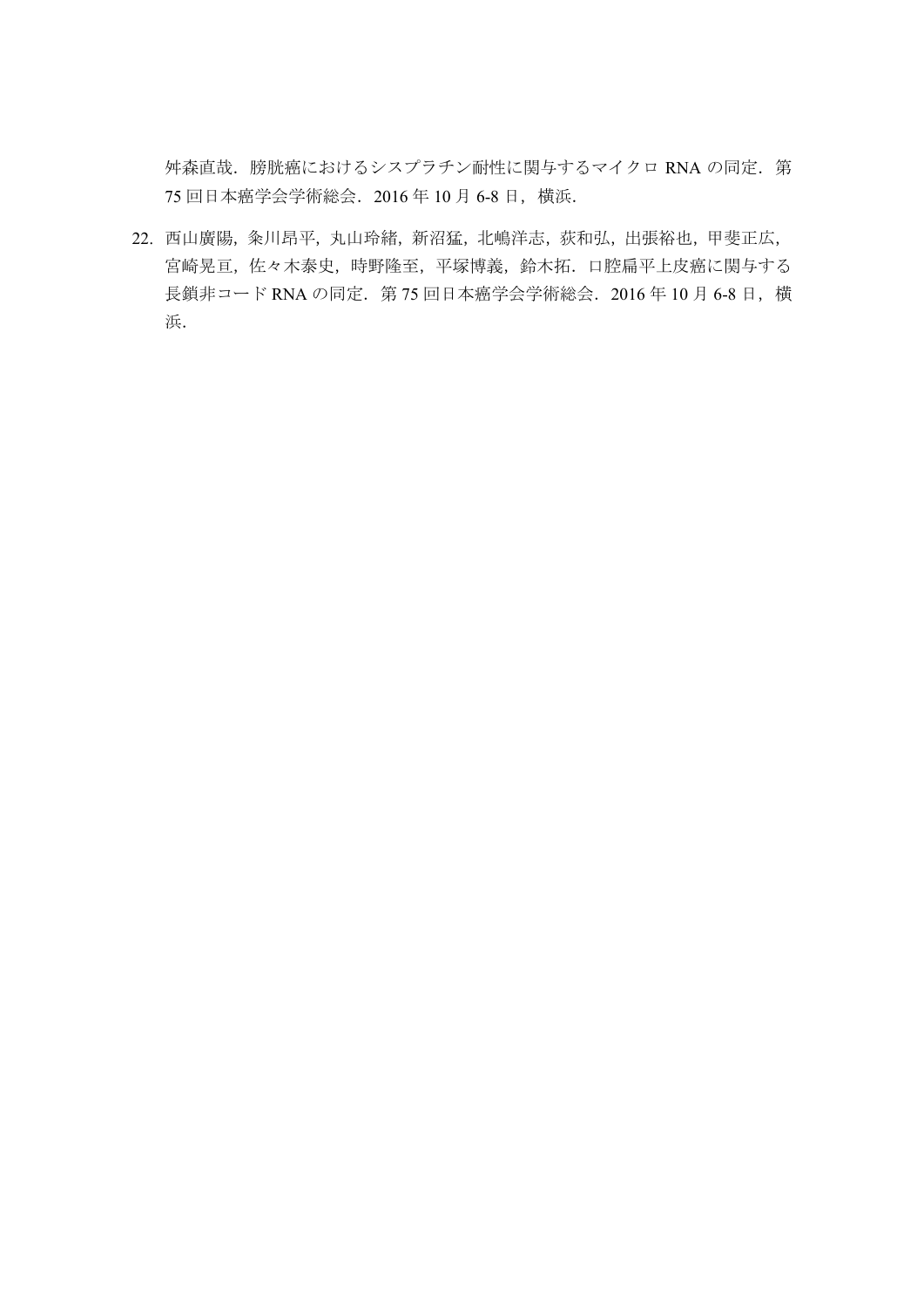舛森直哉．膀胱癌におけるシスプラチン耐性に関与するマイクロ RNA の同定．第 75 回日本癌学会学術総会．2016 年 10 月 6-8 日，横浜．

22. 西山廣陽，糸川昂平，丸山玲緒，新沼猛，北嶋洋志，荻和弘，出張裕也，甲斐正広，宮崎晃亘，佐々木泰史，時野隆至，平塚博義，鈴木拓．口腔扁平上皮癌に関与する長鎖非コード RNA の同定．第 75 回日本癌学会学術総会．2016 年 10 月 6-8 日，横浜．